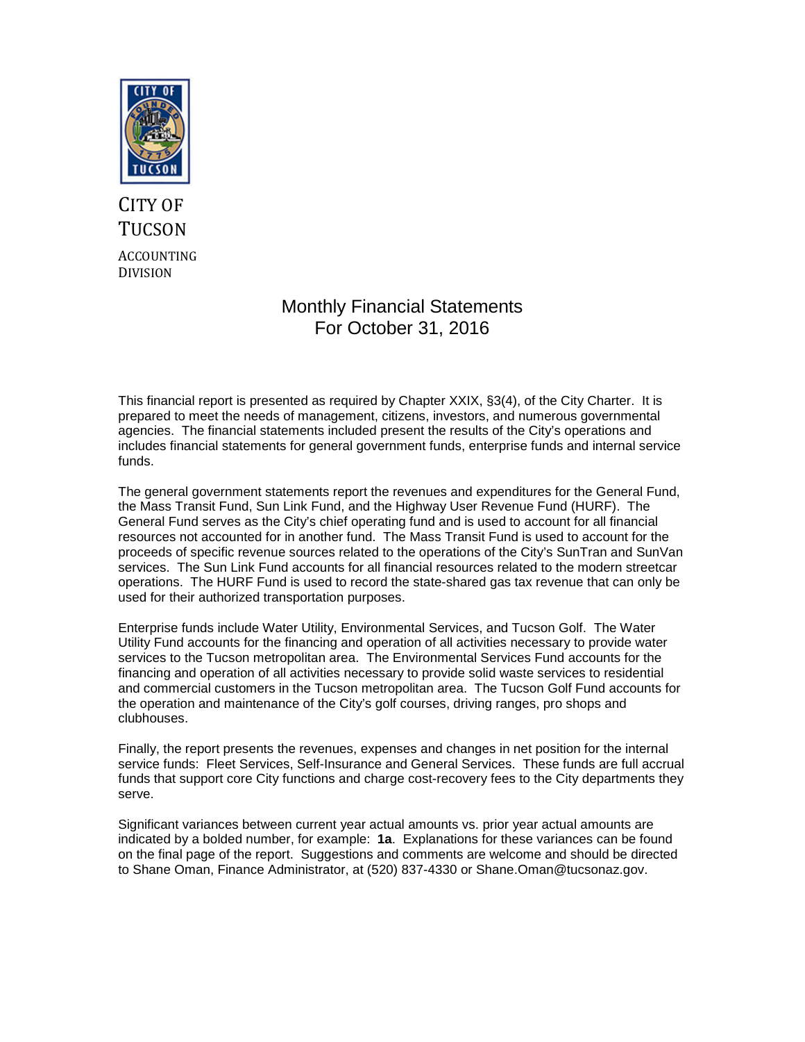CITY OF TUCSON

ACCOUNTING DIVISION

# Monthly Financial Statements
# For October 31, 2016

This financial report is presented as required by Chapter XXIX, §3(4), of the City Charter. It is prepared to meet the needs of management, citizens, investors, and numerous governmental agencies. The financial statements included present the results of the City's operations and includes financial statements for general government funds, enterprise funds and internal service funds.

The general government statements report the revenues and expenditures for the General Fund, the Mass Transit Fund, Sun Link Fund, and the Highway User Revenue Fund (HURF). The General Fund serves as the City's chief operating fund and is used to account for all financial resources not accounted for in another fund. The Mass Transit Fund is used to account for the proceeds of specific revenue sources related to the operations of the City's SunTran and SunVan services. The Sun Link Fund accounts for all financial resources related to the modern streetcar operations. The HURF Fund is used to record the state-shared gas tax revenue that can only be used for their authorized transportation purposes.

Enterprise funds include Water Utility, Environmental Services, and Tucson Golf. The Water Utility Fund accounts for the financing and operation of all activities necessary to provide water services to the Tucson metropolitan area. The Environmental Services Fund accounts for the financing and operation of all activities necessary to provide solid waste services to residential and commercial customers in the Tucson metropolitan area. The Tucson Golf Fund accounts for the operation and maintenance of the City's golf courses, driving ranges, pro shops and clubhouses.

Finally, the report presents the revenues, expenses and changes in net position for the internal service funds: Fleet Services, Self-Insurance and General Services. These funds are full accrual funds that support core City functions and charge cost-recovery fees to the City departments they serve.

Significant variances between current year actual amounts vs. prior year actual amounts are indicated by a bolded number, for example: **1a**. Explanations for these variances can be found on the final page of the report. Suggestions and comments are welcome and should be directed to Shane Oman, Finance Administrator, at (520) 837-4330 or Shane.Oman@tucsonaz.gov.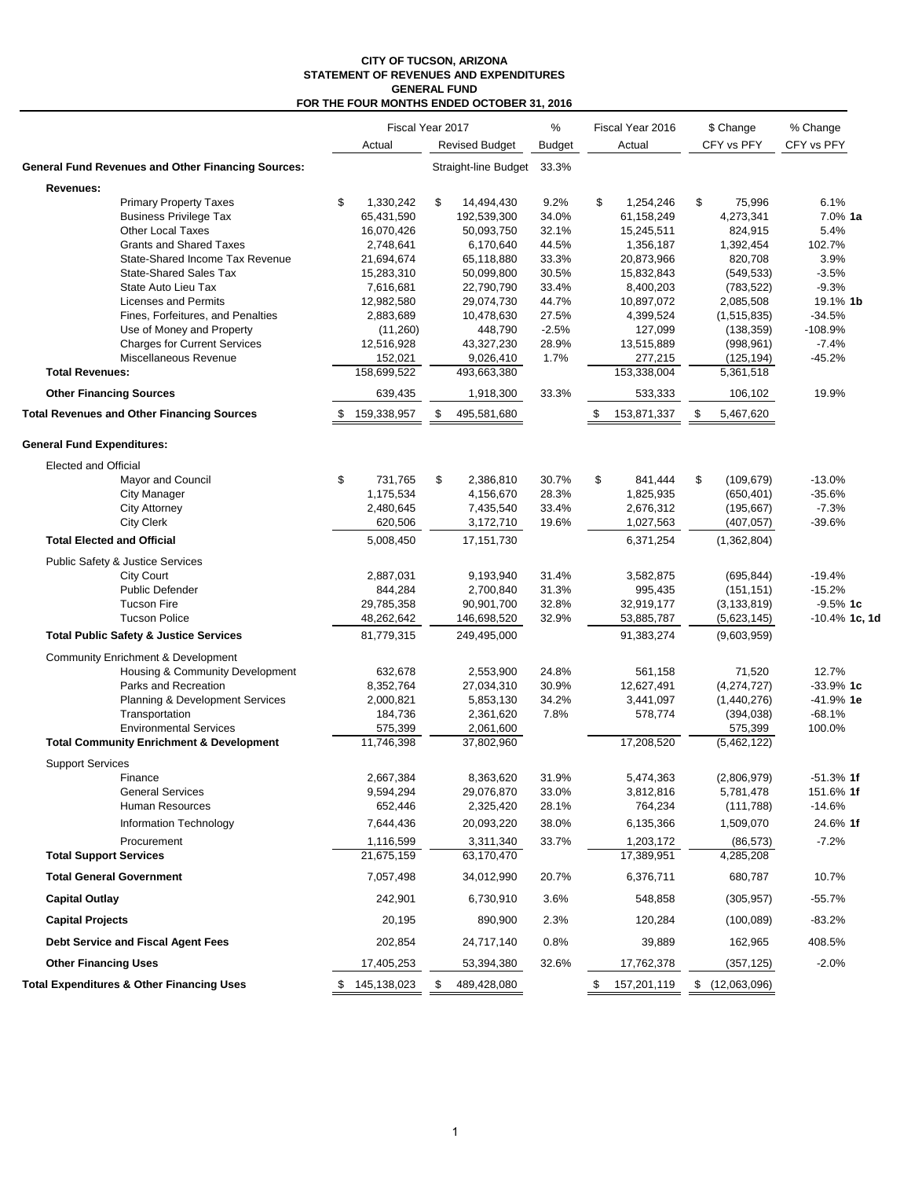# CITY OF TUCSON, ARIZONA
## STATEMENT OF REVENUES AND EXPENDITURES
## GENERAL FUND
## FOR THE FOUR MONTHS ENDED OCTOBER 31, 2016

| | Fiscal Year 2017 Actual | Fiscal Year 2017 Revised Budget | % Budget | Fiscal Year 2016 Actual | $ Change CFY vs PFY | % Change CFY vs PFY |
|---|---|---|---|---|---|---|
| **General Fund Revenues and Other Financing Sources:** | | Straight-line Budget | 33.3% | | | |
| **Revenues:** | | | | | | |
| Primary Property Taxes | $ 1,330,242 | $ 14,494,430 | 9.2% | $ 1,254,246 | $ 75,996 | 6.1% |
| Business Privilege Tax | 65,431,590 | 192,539,300 | 34.0% | 61,158,249 | 4,273,341 | 7.0% **1a** |
| Other Local Taxes | 16,070,426 | 50,093,750 | 32.1% | 15,245,511 | 824,915 | 5.4% |
| Grants and Shared Taxes | 2,748,641 | 6,170,640 | 44.5% | 1,356,187 | 1,392,454 | 102.7% |
| State-Shared Income Tax Revenue | 21,694,674 | 65,118,880 | 33.3% | 20,873,966 | 820,708 | 3.9% |
| State-Shared Sales Tax | 15,283,310 | 50,099,800 | 30.5% | 15,832,843 | (549,533) | -3.5% |
| State Auto Lieu Tax | 7,616,681 | 22,790,790 | 33.4% | 8,400,203 | (783,522) | -9.3% |
| Licenses and Permits | 12,982,580 | 29,074,730 | 44.7% | 10,897,072 | 2,085,508 | 19.1% **1b** |
| Fines, Forfeitures, and Penalties | 2,883,689 | 10,478,630 | 27.5% | 4,399,524 | (1,515,835) | -34.5% |
| Use of Money and Property | (11,260) | 448,790 | -2.5% | 127,099 | (138,359) | -108.9% |
| Charges for Current Services | 12,516,928 | 43,327,230 | 28.9% | 13,515,889 | (998,961) | -7.4% |
| Miscellaneous Revenue | 152,021 | 9,026,410 | 1.7% | 277,215 | (125,194) | -45.2% |
| **Total Revenues:** | 158,699,522 | 493,663,380 | | 153,338,004 | 5,361,518 | |
| **Other Financing Sources** | 639,435 | 1,918,300 | 33.3% | 533,333 | 106,102 | 19.9% |
| **Total Revenues and Other Financing Sources** | $ 159,338,957 | $ 495,581,680 | | $ 153,871,337 | $ 5,467,620 | |
| **General Fund Expenditures:** | | | | | | |
| Elected and Official | | | | | | |
| Mayor and Council | $ 731,765 | $ 2,386,810 | 30.7% | $ 841,444 | $ (109,679) | -13.0% |
| City Manager | 1,175,534 | 4,156,670 | 28.3% | 1,825,935 | (650,401) | -35.6% |
| City Attorney | 2,480,645 | 7,435,540 | 33.4% | 2,676,312 | (195,667) | -7.3% |
| City Clerk | 620,506 | 3,172,710 | 19.6% | 1,027,563 | (407,057) | -39.6% |
| **Total Elected and Official** | 5,008,450 | 17,151,730 | | 6,371,254 | (1,362,804) | |
| Public Safety & Justice Services | | | | | | |
| City Court | 2,887,031 | 9,193,940 | 31.4% | 3,582,875 | (695,844) | -19.4% |
| Public Defender | 844,284 | 2,700,840 | 31.3% | 995,435 | (151,151) | -15.2% |
| Tucson Fire | 29,785,358 | 90,901,700 | 32.8% | 32,919,177 | (3,133,819) | -9.5% **1c** |
| Tucson Police | 48,262,642 | 146,698,520 | 32.9% | 53,885,787 | (5,623,145) | -10.4% **1c, 1d** |
| **Total Public Safety & Justice Services** | 81,779,315 | 249,495,000 | | 91,383,274 | (9,603,959) | |
| Community Enrichment & Development | | | | | | |
| Housing & Community Development | 632,678 | 2,553,900 | 24.8% | 561,158 | 71,520 | 12.7% |
| Parks and Recreation | 8,352,764 | 27,034,310 | 30.9% | 12,627,491 | (4,274,727) | -33.9% **1c** |
| Planning & Development Services | 2,000,821 | 5,853,130 | 34.2% | 3,441,097 | (1,440,276) | -41.9% **1e** |
| Transportation | 184,736 | 2,361,620 | 7.8% | 578,774 | (394,038) | -68.1% |
| Environmental Services | 575,399 | 2,061,600 | | | 575,399 | 100.0% |
| **Total Community Enrichment & Development** | 11,746,398 | 37,802,960 | | 17,208,520 | (5,462,122) | |
| Support Services | | | | | | |
| Finance | 2,667,384 | 8,363,620 | 31.9% | 5,474,363 | (2,806,979) | -51.3% **1f** |
| General Services | 9,594,294 | 29,076,870 | 33.0% | 3,812,816 | 5,781,478 | 151.6% **1f** |
| Human Resources | 652,446 | 2,325,420 | 28.1% | 764,234 | (111,788) | -14.6% |
| Information Technology | 7,644,436 | 20,093,220 | 38.0% | 6,135,366 | 1,509,070 | 24.6% **1f** |
| Procurement | 1,116,599 | 3,311,340 | 33.7% | 1,203,172 | (86,573) | -7.2% |
| **Total Support Services** | 21,675,159 | 63,170,470 | | 17,389,951 | 4,285,208 | |
| **Total General Government** | 7,057,498 | 34,012,990 | 20.7% | 6,376,711 | 680,787 | 10.7% |
| **Capital Outlay** | 242,901 | 6,730,910 | 3.6% | 548,858 | (305,957) | -55.7% |
| **Capital Projects** | 20,195 | 890,900 | 2.3% | 120,284 | (100,089) | -83.2% |
| **Debt Service and Fiscal Agent Fees** | 202,854 | 24,717,140 | 0.8% | 39,889 | 162,965 | 408.5% |
| **Other Financing Uses** | 17,405,253 | 53,394,380 | 32.6% | 17,762,378 | (357,125) | -2.0% |
| **Total Expenditures & Other Financing Uses** | $ 145,138,023 | $ 489,428,080 | | $ 157,201,119 | $ (12,063,096) | |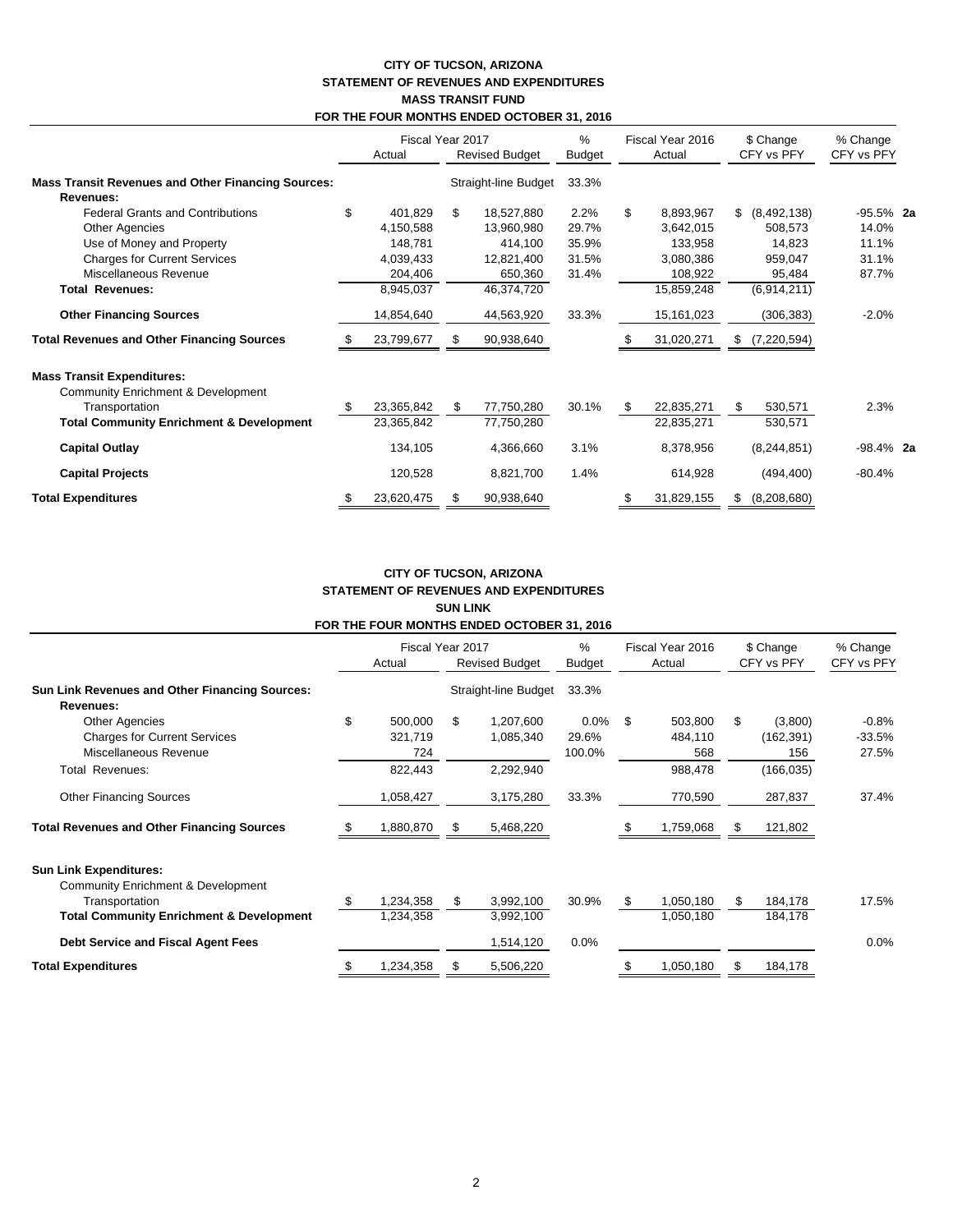# CITY OF TUCSON, ARIZONA
## STATEMENT OF REVENUES AND EXPENDITURES
## MASS TRANSIT FUND
## FOR THE FOUR MONTHS ENDED OCTOBER 31, 2016

| | Fiscal Year 2017 Actual | Fiscal Year 2017 Revised Budget | % Budget | Fiscal Year 2016 Actual | $ Change CFY vs PFY | % Change CFY vs PFY | |
|---|---|---|---|---|---|---|---|
| **Mass Transit Revenues and Other Financing Sources:** | | Straight-line Budget | 33.3% | | | | |
| **Revenues:** | | | | | | | |
| Federal Grants and Contributions | $ 401,829 | $ 18,527,880 | 2.2% | $ 8,893,967 | $ (8,492,138) | -95.5% | **2a** |
| Other Agencies | 4,150,588 | 13,960,980 | 29.7% | 3,642,015 | 508,573 | 14.0% | |
| Use of Money and Property | 148,781 | 414,100 | 35.9% | 133,958 | 14,823 | 11.1% | |
| Charges for Current Services | 4,039,433 | 12,821,400 | 31.5% | 3,080,386 | 959,047 | 31.1% | |
| Miscellaneous Revenue | 204,406 | 650,360 | 31.4% | 108,922 | 95,484 | 87.7% | |
| **Total Revenues:** | 8,945,037 | 46,374,720 | | 15,859,248 | (6,914,211) | | |
| **Other Financing Sources** | 14,854,640 | 44,563,920 | 33.3% | 15,161,023 | (306,383) | -2.0% | |
| **Total Revenues and Other Financing Sources** | $ 23,799,677 | $ 90,938,640 | | $ 31,020,271 | $ (7,220,594) | | |
| **Mass Transit Expenditures:** | | | | | | | |
| Community Enrichment & Development | | | | | | | |
| Transportation | $ 23,365,842 | $ 77,750,280 | 30.1% | $ 22,835,271 | $ 530,571 | 2.3% | |
| **Total Community Enrichment & Development** | 23,365,842 | 77,750,280 | | 22,835,271 | 530,571 | | |
| **Capital Outlay** | 134,105 | 4,366,660 | 3.1% | 8,378,956 | (8,244,851) | -98.4% | **2a** |
| **Capital Projects** | 120,528 | 8,821,700 | 1.4% | 614,928 | (494,400) | -80.4% | |
| **Total Expenditures** | $ 23,620,475 | $ 90,938,640 | | $ 31,829,155 | $ (8,208,680) | | |

# CITY OF TUCSON, ARIZONA
## STATEMENT OF REVENUES AND EXPENDITURES
## SUN LINK
## FOR THE FOUR MONTHS ENDED OCTOBER 31, 2016

| | Fiscal Year 2017 Actual | Fiscal Year 2017 Revised Budget | % Budget | Fiscal Year 2016 Actual | $ Change CFY vs PFY | % Change CFY vs PFY |
|---|---|---|---|---|---|---|
| **Sun Link Revenues and Other Financing Sources:** | | Straight-line Budget | 33.3% | | | |
| **Revenues:** | | | | | | |
| Other Agencies | $ 500,000 | $ 1,207,600 | 0.0% | $ 503,800 | $ (3,800) | -0.8% |
| Charges for Current Services | 321,719 | 1,085,340 | 29.6% | 484,110 | (162,391) | -33.5% |
| Miscellaneous Revenue | 724 | | 100.0% | 568 | 156 | 27.5% |
| Total Revenues: | 822,443 | 2,292,940 | | 988,478 | (166,035) | |
| Other Financing Sources | 1,058,427 | 3,175,280 | 33.3% | 770,590 | 287,837 | 37.4% |
| **Total Revenues and Other Financing Sources** | $ 1,880,870 | $ 5,468,220 | | $ 1,759,068 | $ 121,802 | |
| **Sun Link Expenditures:** | | | | | | |
| Community Enrichment & Development | | | | | | |
| Transportation | $ 1,234,358 | $ 3,992,100 | 30.9% | $ 1,050,180 | $ 184,178 | 17.5% |
| **Total Community Enrichment & Development** | 1,234,358 | 3,992,100 | | 1,050,180 | 184,178 | |
| **Debt Service and Fiscal Agent Fees** | | 1,514,120 | 0.0% | | | 0.0% |
| **Total Expenditures** | $ 1,234,358 | $ 5,506,220 | | $ 1,050,180 | $ 184,178 | |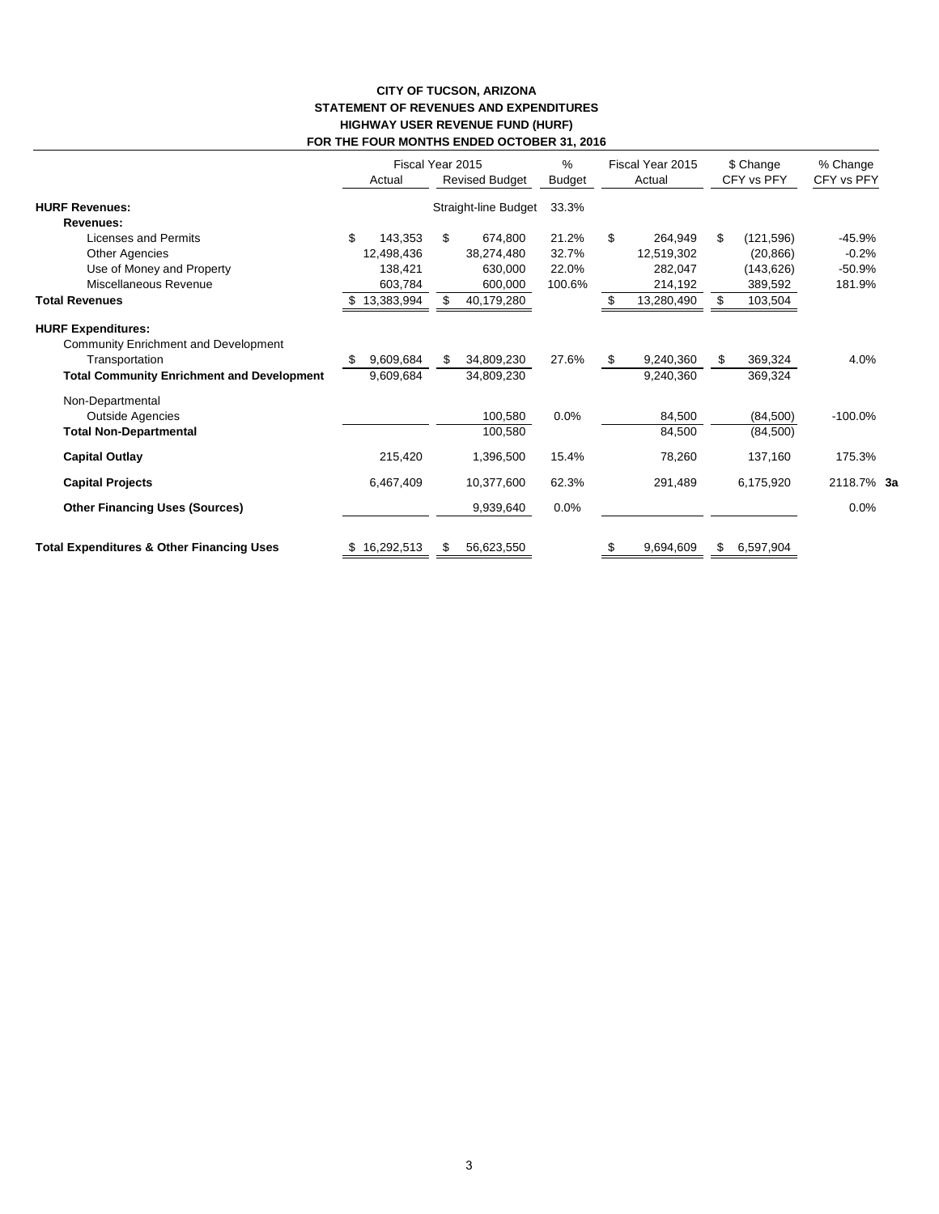**CITY OF TUCSON, ARIZONA**
**STATEMENT OF REVENUES AND EXPENDITURES**
**HIGHWAY USER REVENUE FUND (HURF)**
**FOR THE FOUR MONTHS ENDED OCTOBER 31, 2016**

| | Fiscal Year 2015 | | % | Fiscal Year 2015 | $ Change | % Change |
|---|---|---|---|---|---|---|
| | Actual | Revised Budget | Budget | Actual | CFY vs PFY | CFY vs PFY |
| **HURF Revenues:** | | Straight-line Budget | 33.3% | | | |
| **Revenues:** | | | | | | |
| Licenses and Permits | $ 143,353 | $ 674,800 | 21.2% | $ 264,949 | $ (121,596) | -45.9% |
| Other Agencies | 12,498,436 | 38,274,480 | 32.7% | 12,519,302 | (20,866) | -0.2% |
| Use of Money and Property | 138,421 | 630,000 | 22.0% | 282,047 | (143,626) | -50.9% |
| Miscellaneous Revenue | 603,784 | 600,000 | 100.6% | 214,192 | 389,592 | 181.9% |
| **Total Revenues** | $ 13,383,994 | $ 40,179,280 | | $ 13,280,490 | $ 103,504 | |
| **HURF Expenditures:** | | | | | | |
| Community Enrichment and Development | | | | | | |
| Transportation | $ 9,609,684 | $ 34,809,230 | 27.6% | $ 9,240,360 | $ 369,324 | 4.0% |
| **Total Community Enrichment and Development** | 9,609,684 | 34,809,230 | | 9,240,360 | 369,324 | |
| Non-Departmental | | | | | | |
| Outside Agencies | | 100,580 | 0.0% | 84,500 | (84,500) | -100.0% |
| **Total Non-Departmental** | | 100,580 | | 84,500 | (84,500) | |
| **Capital Outlay** | 215,420 | 1,396,500 | 15.4% | 78,260 | 137,160 | 175.3% |
| **Capital Projects** | 6,467,409 | 10,377,600 | 62.3% | 291,489 | 6,175,920 | 2118.7% **3a** |
| **Other Financing Uses (Sources)** | | 9,939,640 | 0.0% | | | 0.0% |
| **Total Expenditures & Other Financing Uses** | $ 16,292,513 | $ 56,623,550 | | $ 9,694,609 | $ 6,597,904 | |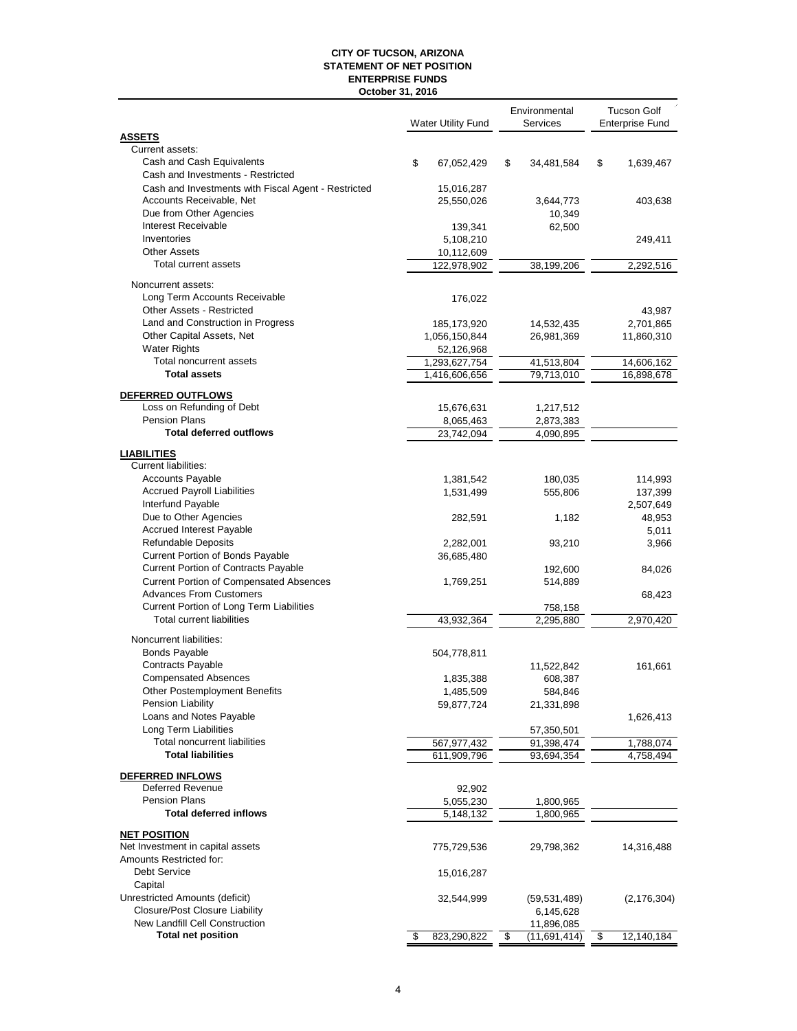**CITY OF TUCSON, ARIZONA**
**STATEMENT OF NET POSITION**
**ENTERPRISE FUNDS**
**October 31, 2016**

| | Water Utility Fund | Environmental Services | Tucson Golf Enterprise Fund |
|---|---|---|---|
| **ASSETS** | | | |
| Current assets: | | | |
| Cash and Cash Equivalents | $ 67,052,429 | $ 34,481,584 | $ 1,639,467 |
| Cash and Investments - Restricted | | | |
| Cash and Investments with Fiscal Agent - Restricted | 15,016,287 | | |
| Accounts Receivable, Net | 25,550,026 | 3,644,773 | 403,638 |
| Due from Other Agencies | | 10,349 | |
| Interest Receivable | 139,341 | 62,500 | |
| Inventories | 5,108,210 | | 249,411 |
| Other Assets | 10,112,609 | | |
| Total current assets | 122,978,902 | 38,199,206 | 2,292,516 |
| Noncurrent assets: | | | |
| Long Term Accounts Receivable | 176,022 | | |
| Other Assets - Restricted | | | 43,987 |
| Land and Construction in Progress | 185,173,920 | 14,532,435 | 2,701,865 |
| Other Capital Assets, Net | 1,056,150,844 | 26,981,369 | 11,860,310 |
| Water Rights | 52,126,968 | | |
| Total noncurrent assets | 1,293,627,754 | 41,513,804 | 14,606,162 |
| **Total assets** | 1,416,606,656 | 79,713,010 | 16,898,678 |
| **DEFERRED OUTFLOWS** | | | |
| Loss on Refunding of Debt | 15,676,631 | 1,217,512 | |
| Pension Plans | 8,065,463 | 2,873,383 | |
| **Total deferred outflows** | 23,742,094 | 4,090,895 | |
| **LIABILITIES** | | | |
| Current liabilities: | | | |
| Accounts Payable | 1,381,542 | 180,035 | 114,993 |
| Accrued Payroll Liabilities | 1,531,499 | 555,806 | 137,399 |
| Interfund Payable | | | 2,507,649 |
| Due to Other Agencies | 282,591 | 1,182 | 48,953 |
| Accrued Interest Payable | | | 5,011 |
| Refundable Deposits | 2,282,001 | 93,210 | 3,966 |
| Current Portion of Bonds Payable | 36,685,480 | | |
| Current Portion of Contracts Payable | | 192,600 | 84,026 |
| Current Portion of Compensated Absences | 1,769,251 | 514,889 | |
| Advances From Customers | | | 68,423 |
| Current Portion of Long Term Liabilities | | 758,158 | |
| Total current liabilities | 43,932,364 | 2,295,880 | 2,970,420 |
| Noncurrent liabilities: | | | |
| Bonds Payable | 504,778,811 | | |
| Contracts Payable | | 11,522,842 | 161,661 |
| Compensated Absences | 1,835,388 | 608,387 | |
| Other Postemployment Benefits | 1,485,509 | 584,846 | |
| Pension Liability | 59,877,724 | 21,331,898 | |
| Loans and Notes Payable | | | 1,626,413 |
| Long Term Liabilities | | 57,350,501 | |
| Total noncurrent liabilities | 567,977,432 | 91,398,474 | 1,788,074 |
| **Total liabilities** | 611,909,796 | 93,694,354 | 4,758,494 |
| **DEFERRED INFLOWS** | | | |
| Deferred Revenue | 92,902 | | |
| Pension Plans | 5,055,230 | 1,800,965 | |
| **Total deferred inflows** | 5,148,132 | 1,800,965 | |
| **NET POSITION** | | | |
| Net Investment in capital assets | 775,729,536 | 29,798,362 | 14,316,488 |
| Amounts Restricted for: | | | |
| Debt Service | 15,016,287 | | |
| Capital | | | |
| Unrestricted Amounts (deficit) | 32,544,999 | (59,531,489) | (2,176,304) |
| Closure/Post Closure Liability | | 6,145,628 | |
| New Landfill Cell Construction | | 11,896,085 | |
| **Total net position** | $ 823,290,822 | $ (11,691,414) | $ 12,140,184 |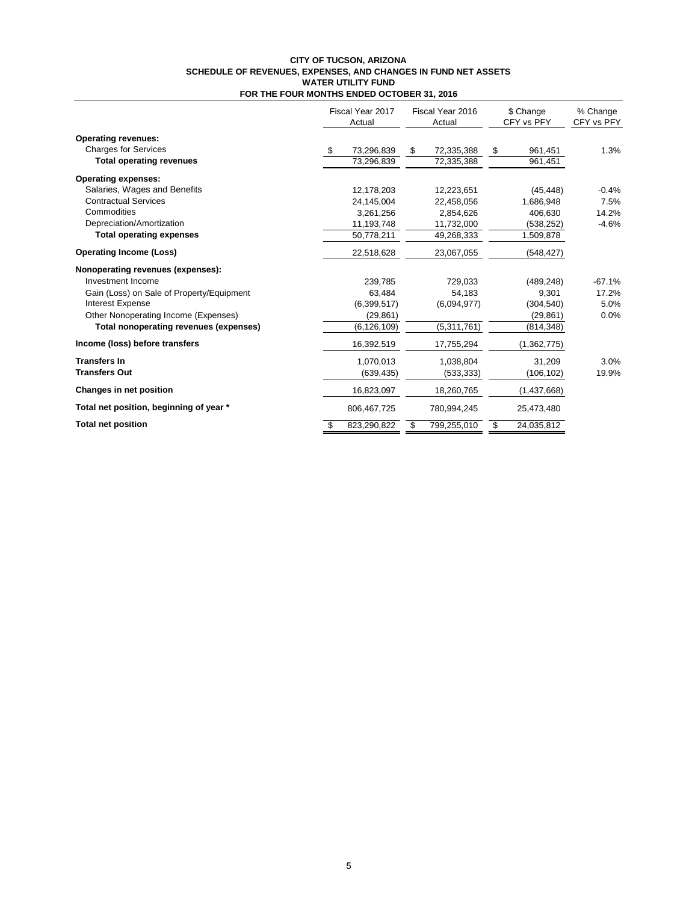**CITY OF TUCSON, ARIZONA**
**SCHEDULE OF REVENUES, EXPENSES, AND CHANGES IN FUND NET ASSETS**
**WATER UTILITY FUND**
**FOR THE FOUR MONTHS ENDED OCTOBER 31, 2016**

| | Fiscal Year 2017 Actual | Fiscal Year 2016 Actual | $ Change CFY vs PFY | % Change CFY vs PFY |
|---|---|---|---|---|
| **Operating revenues:** | | | | |
| Charges for Services | $ 73,296,839 | $ 72,335,388 | $ 961,451 | 1.3% |
| **Total operating revenues** | 73,296,839 | 72,335,388 | 961,451 | |
| **Operating expenses:** | | | | |
| Salaries, Wages and Benefits | 12,178,203 | 12,223,651 | (45,448) | -0.4% |
| Contractual Services | 24,145,004 | 22,458,056 | 1,686,948 | 7.5% |
| Commodities | 3,261,256 | 2,854,626 | 406,630 | 14.2% |
| Depreciation/Amortization | 11,193,748 | 11,732,000 | (538,252) | -4.6% |
| **Total operating expenses** | 50,778,211 | 49,268,333 | 1,509,878 | |
| **Operating Income (Loss)** | 22,518,628 | 23,067,055 | (548,427) | |
| **Nonoperating revenues (expenses):** | | | | |
| Investment Income | 239,785 | 729,033 | (489,248) | -67.1% |
| Gain (Loss) on Sale of Property/Equipment | 63,484 | 54,183 | 9,301 | 17.2% |
| Interest Expense | (6,399,517) | (6,094,977) | (304,540) | 5.0% |
| Other Nonoperating Income (Expenses) | (29,861) | | (29,861) | 0.0% |
| **Total nonoperating revenues (expenses)** | (6,126,109) | (5,311,761) | (814,348) | |
| **Income (loss) before transfers** | 16,392,519 | 17,755,294 | (1,362,775) | |
| **Transfers In** | 1,070,013 | 1,038,804 | 31,209 | 3.0% |
| **Transfers Out** | (639,435) | (533,333) | (106,102) | 19.9% |
| **Changes in net position** | 16,823,097 | 18,260,765 | (1,437,668) | |
| **Total net position, beginning of year *** | 806,467,725 | 780,994,245 | 25,473,480 | |
| **Total net position** | $ 823,290,822 | $ 799,255,010 | $ 24,035,812 | |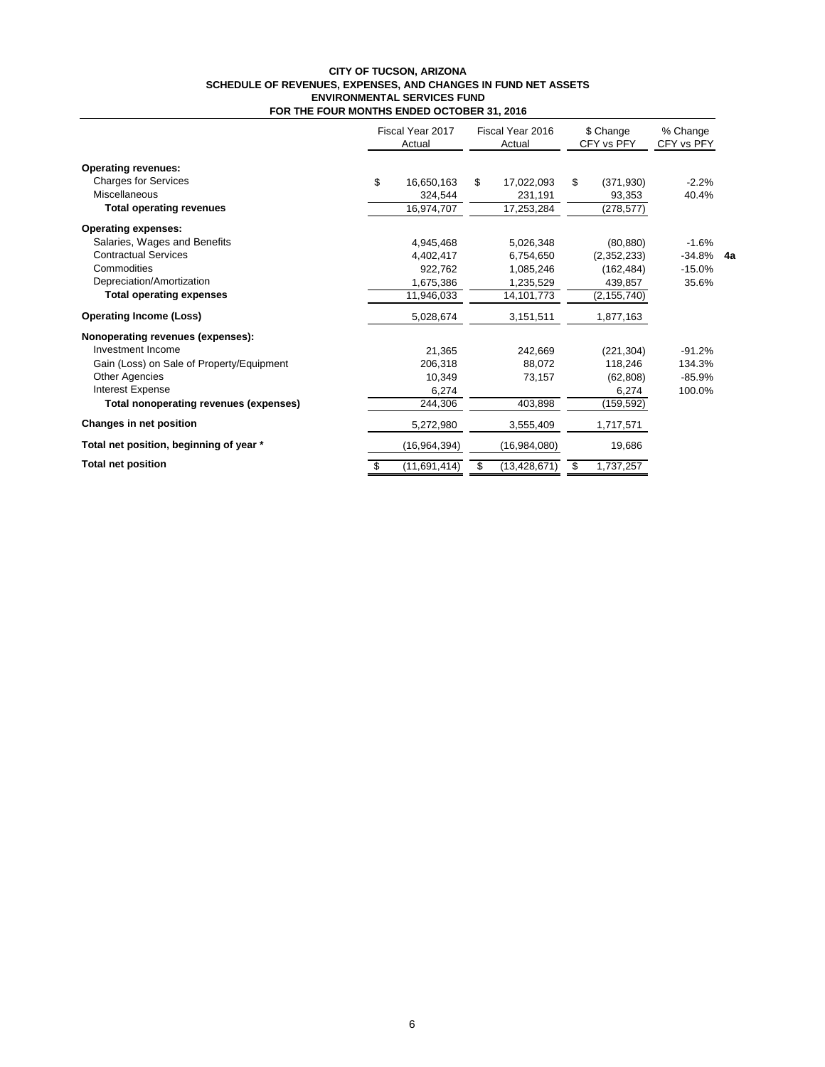**CITY OF TUCSON, ARIZONA**
**SCHEDULE OF REVENUES, EXPENSES, AND CHANGES IN FUND NET ASSETS**
**ENVIRONMENTAL SERVICES FUND**
**FOR THE FOUR MONTHS ENDED OCTOBER 31, 2016**

| | Fiscal Year 2017 Actual | Fiscal Year 2016 Actual | $ Change CFY vs PFY | % Change CFY vs PFY | |
|---|---|---|---|---|---|
| **Operating revenues:** | | | | | |
| Charges for Services | $ 16,650,163 | $ 17,022,093 | $ (371,930) | -2.2% | |
| Miscellaneous | 324,544 | 231,191 | 93,353 | 40.4% | |
| **Total operating revenues** | 16,974,707 | 17,253,284 | (278,577) | | |
| **Operating expenses:** | | | | | |
| Salaries, Wages and Benefits | 4,945,468 | 5,026,348 | (80,880) | -1.6% | |
| Contractual Services | 4,402,417 | 6,754,650 | (2,352,233) | -34.8% | **4a** |
| Commodities | 922,762 | 1,085,246 | (162,484) | -15.0% | |
| Depreciation/Amortization | 1,675,386 | 1,235,529 | 439,857 | 35.6% | |
| **Total operating expenses** | 11,946,033 | 14,101,773 | (2,155,740) | | |
| **Operating Income (Loss)** | 5,028,674 | 3,151,511 | 1,877,163 | | |
| **Nonoperating revenues (expenses):** | | | | | |
| Investment Income | 21,365 | 242,669 | (221,304) | -91.2% | |
| Gain (Loss) on Sale of Property/Equipment | 206,318 | 88,072 | 118,246 | 134.3% | |
| Other Agencies | 10,349 | 73,157 | (62,808) | -85.9% | |
| Interest Expense | 6,274 | | 6,274 | 100.0% | |
| **Total nonoperating revenues (expenses)** | 244,306 | 403,898 | (159,592) | | |
| **Changes in net position** | 5,272,980 | 3,555,409 | 1,717,571 | | |
| **Total net position, beginning of year \*** | (16,964,394) | (16,984,080) | 19,686 | | |
| **Total net position** | $ (11,691,414) | $ (13,428,671) | $ 1,737,257 | | |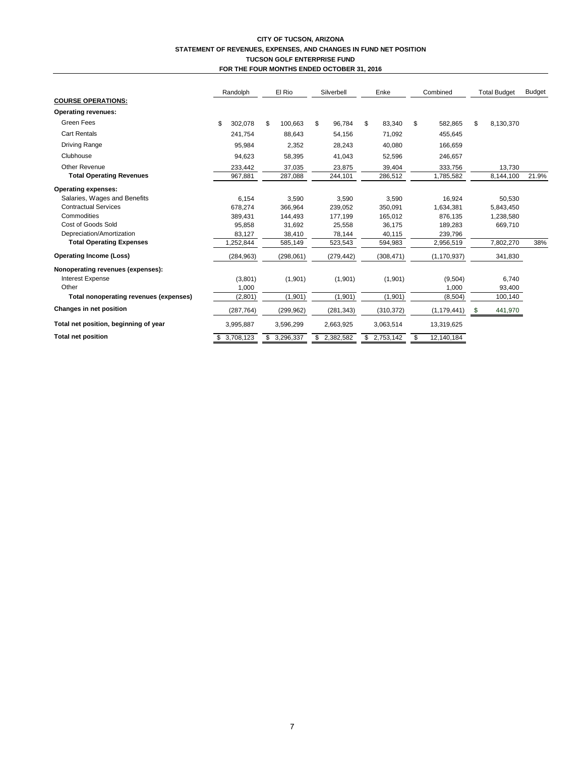**CITY OF TUCSON, ARIZONA**
**STATEMENT OF REVENUES, EXPENSES, AND CHANGES IN FUND NET POSITION**
**TUCSON GOLF ENTERPRISE FUND**
**FOR THE FOUR MONTHS ENDED OCTOBER 31, 2016**

| | Randolph | El Rio | Silverbell | Enke | Combined | Total Budget | Budget |
|---|---|---|---|---|---|---|---|
| **COURSE OPERATIONS:** | | | | | | | |
| **Operating revenues:** | | | | | | | |
| Green Fees | $ 302,078 | $ 100,663 | $ 96,784 | $ 83,340 | $ 582,865 | $ 8,130,370 | |
| Cart Rentals | 241,754 | 88,643 | 54,156 | 71,092 | 455,645 | | |
| Driving Range | 95,984 | 2,352 | 28,243 | 40,080 | 166,659 | | |
| Clubhouse | 94,623 | 58,395 | 41,043 | 52,596 | 246,657 | | |
| Other Revenue | 233,442 | 37,035 | 23,875 | 39,404 | 333,756 | 13,730 | |
| **Total Operating Revenues** | 967,881 | 287,088 | 244,101 | 286,512 | 1,785,582 | 8,144,100 | 21.9% |
| **Operating expenses:** | | | | | | | |
| Salaries, Wages and Benefits | 6,154 | 3,590 | 3,590 | 3,590 | 16,924 | 50,530 | |
| Contractual Services | 678,274 | 366,964 | 239,052 | 350,091 | 1,634,381 | 5,843,450 | |
| Commodities | 389,431 | 144,493 | 177,199 | 165,012 | 876,135 | 1,238,580 | |
| Cost of Goods Sold | 95,858 | 31,692 | 25,558 | 36,175 | 189,283 | 669,710 | |
| Depreciation/Amortization | 83,127 | 38,410 | 78,144 | 40,115 | 239,796 | | |
| **Total Operating Expenses** | 1,252,844 | 585,149 | 523,543 | 594,983 | 2,956,519 | 7,802,270 | 38% |
| **Operating Income (Loss)** | (284,963) | (298,061) | (279,442) | (308,471) | (1,170,937) | 341,830 | |
| **Nonoperating revenues (expenses):** | | | | | | | |
| Interest Expense | (3,801) | (1,901) | (1,901) | (1,901) | (9,504) | 6,740 | |
| Other | 1,000 | | | | 1,000 | 93,400 | |
| **Total nonoperating revenues (expenses)** | (2,801) | (1,901) | (1,901) | (1,901) | (8,504) | 100,140 | |
| **Changes in net position** | (287,764) | (299,962) | (281,343) | (310,372) | (1,179,441) | $ 441,970 | |
| **Total net position, beginning of year** | 3,995,887 | 3,596,299 | 2,663,925 | 3,063,514 | 13,319,625 | | |
| **Total net position** | $ 3,708,123 | $ 3,296,337 | $ 2,382,582 | $ 2,753,142 | $ 12,140,184 | | |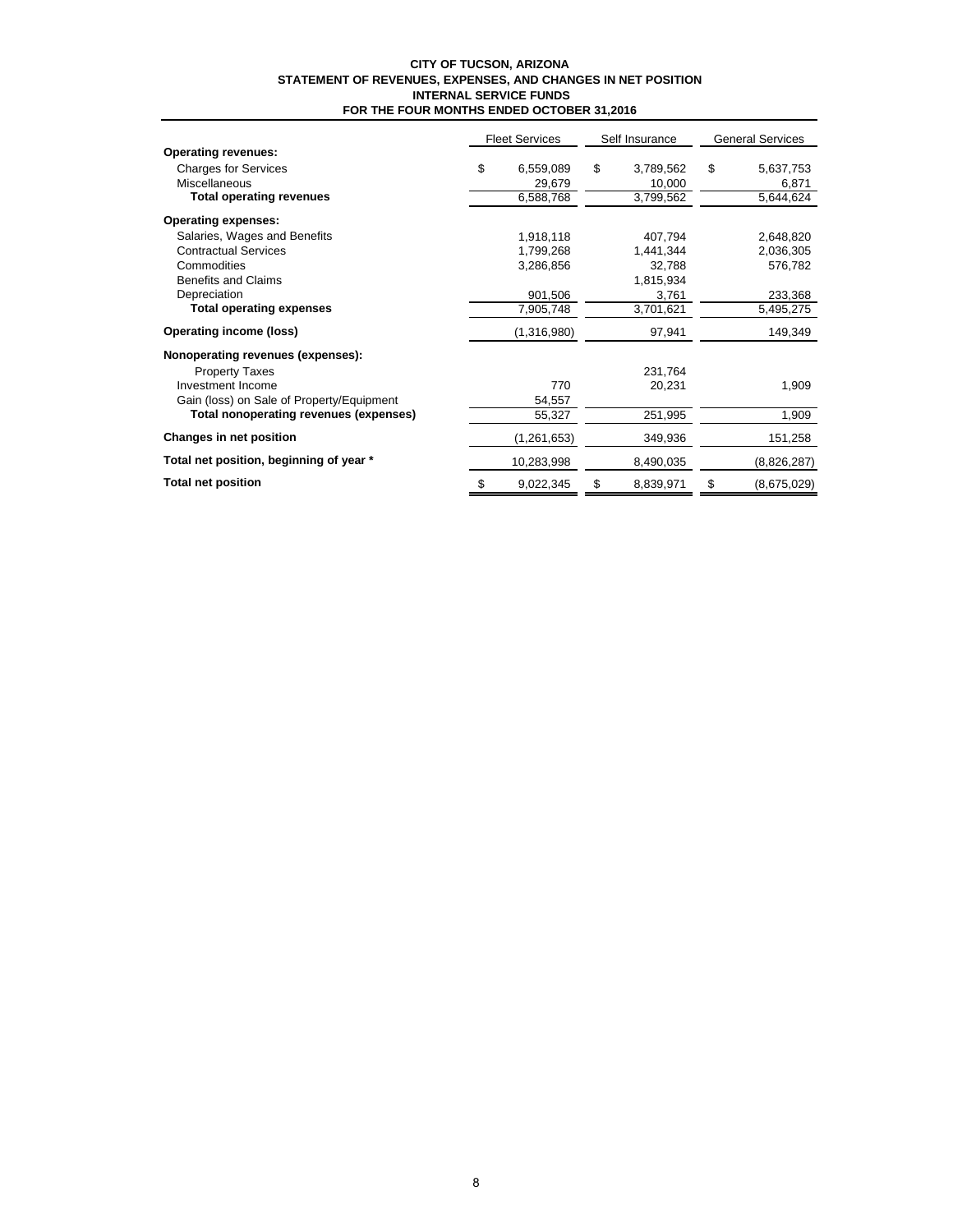**CITY OF TUCSON, ARIZONA**
**STATEMENT OF REVENUES, EXPENSES, AND CHANGES IN NET POSITION**
**INTERNAL SERVICE FUNDS**
**FOR THE FOUR MONTHS ENDED OCTOBER 31,2016**

| | Fleet Services | Self Insurance | General Services |
|---|---|---|---|
| **Operating revenues:** | | | |
| Charges for Services | $ 6,559,089 | $ 3,789,562 | $ 5,637,753 |
| Miscellaneous | 29,679 | 10,000 | 6,871 |
| **Total operating revenues** | 6,588,768 | 3,799,562 | 5,644,624 |
| **Operating expenses:** | | | |
| Salaries, Wages and Benefits | 1,918,118 | 407,794 | 2,648,820 |
| Contractual Services | 1,799,268 | 1,441,344 | 2,036,305 |
| Commodities | 3,286,856 | 32,788 | 576,782 |
| Benefits and Claims | | 1,815,934 | |
| Depreciation | 901,506 | 3,761 | 233,368 |
| **Total operating expenses** | 7,905,748 | 3,701,621 | 5,495,275 |
| **Operating income (loss)** | (1,316,980) | 97,941 | 149,349 |
| **Nonoperating revenues (expenses):** | | | |
| Property Taxes | | 231,764 | |
| Investment Income | 770 | 20,231 | 1,909 |
| Gain (loss) on Sale of Property/Equipment | 54,557 | | |
| **Total nonoperating revenues (expenses)** | 55,327 | 251,995 | 1,909 |
| **Changes in net position** | (1,261,653) | 349,936 | 151,258 |
| **Total net position, beginning of year *** | 10,283,998 | 8,490,035 | (8,826,287) |
| **Total net position** | $ 9,022,345 | $ 8,839,971 | $ (8,675,029) |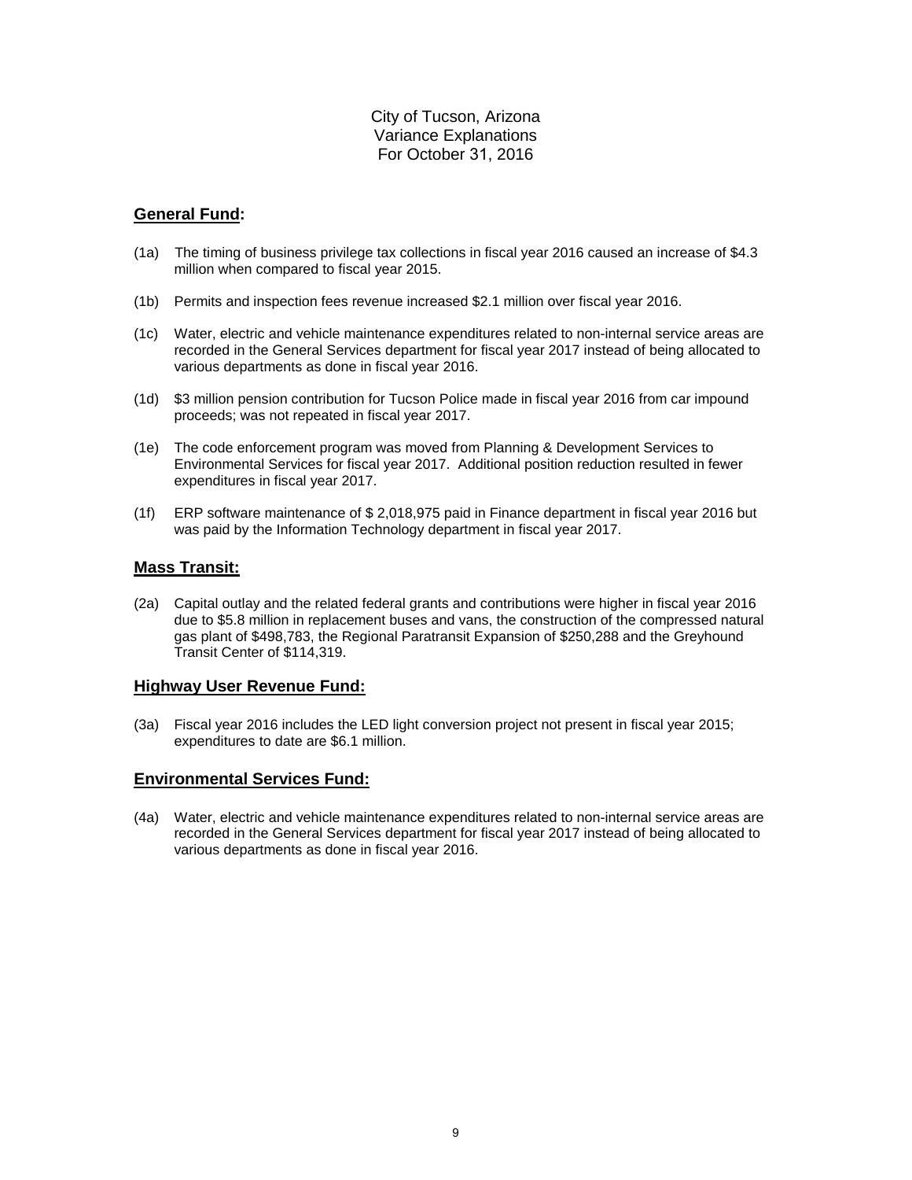City of Tucson, Arizona
Variance Explanations
For October 31, 2016

## General Fund:

(1a) The timing of business privilege tax collections in fiscal year 2016 caused an increase of $4.3 million when compared to fiscal year 2015.

(1b) Permits and inspection fees revenue increased $2.1 million over fiscal year 2016.

(1c) Water, electric and vehicle maintenance expenditures related to non-internal service areas are recorded in the General Services department for fiscal year 2017 instead of being allocated to various departments as done in fiscal year 2016.

(1d) $3 million pension contribution for Tucson Police made in fiscal year 2016 from car impound proceeds; was not repeated in fiscal year 2017.

(1e) The code enforcement program was moved from Planning & Development Services to Environmental Services for fiscal year 2017. Additional position reduction resulted in fewer expenditures in fiscal year 2017.

(1f) ERP software maintenance of $ 2,018,975 paid in Finance department in fiscal year 2016 but was paid by the Information Technology department in fiscal year 2017.

## Mass Transit:

(2a) Capital outlay and the related federal grants and contributions were higher in fiscal year 2016 due to $5.8 million in replacement buses and vans, the construction of the compressed natural gas plant of $498,783, the Regional Paratransit Expansion of $250,288 and the Greyhound Transit Center of $114,319.

## Highway User Revenue Fund:

(3a) Fiscal year 2016 includes the LED light conversion project not present in fiscal year 2015; expenditures to date are $6.1 million.

## Environmental Services Fund:

(4a) Water, electric and vehicle maintenance expenditures related to non-internal service areas are recorded in the General Services department for fiscal year 2017 instead of being allocated to various departments as done in fiscal year 2016.